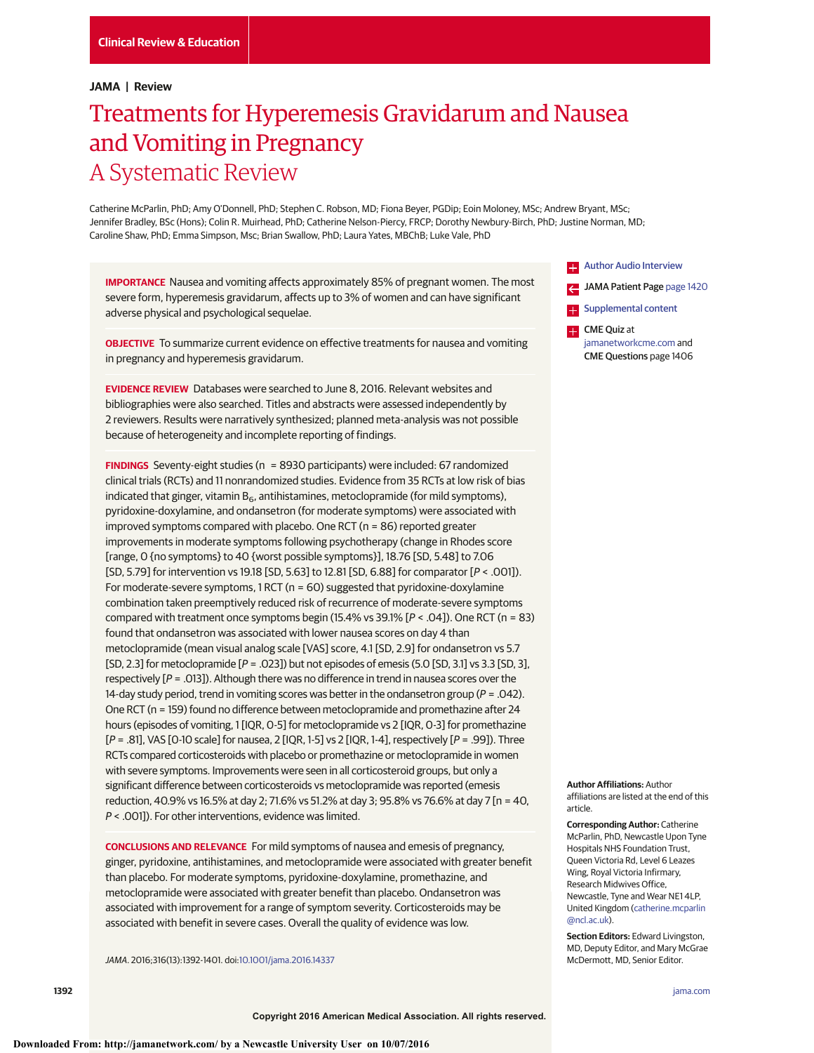Clinical Review & Education

**JAMA | Review**

# Treatments for Hyperemesis Gravidarum and Nausea and Vomiting in Pregnancy

## A Systematic Review

Catherine McParlin, PhD; Amy O'Donnell, PhD; Stephen C. Robson, MD; Fiona Beyer, PGDip; Eoin Moloney, MSc; Andrew Bryant, MSc; Jennifer Bradley, BSc (Hons); Colin R. Muirhead, PhD; Catherine Nelson-Piercy, FRCP; Dorothy Newbury-Birch, PhD; Justine Norman, MD; Caroline Shaw, PhD; Emma Simpson, Msc; Brian Swallow, PhD; Laura Yates, MBChB; Luke Vale, PhD

**IMPORTANCE** Nausea and vomiting affects approximately 85% of pregnant women. The most severe form, hyperemesis gravidarum, affects up to 3% of women and can have significant adverse physical and psychological sequelae.

**OBJECTIVE** To summarize current evidence on effective treatments for nausea and vomiting in pregnancy and hyperemesis gravidarum.

**EVIDENCE REVIEW** Databases were searched to June 8, 2016. Relevant websites and bibliographies were also searched. Titles and abstracts were assessed independently by 2 reviewers. Results were narratively synthesized; planned meta-analysis was not possible because of heterogeneity and incomplete reporting of findings.

**FINDINGS** Seventy-eight studies (n = 8930 participants) were included: 67 randomized clinical trials (RCTs) and 11 nonrandomized studies. Evidence from 35 RCTs at low risk of bias indicated that ginger, vitamin $B_6$, antihistamines, metoclopramide (for mild symptoms), pyridoxine-doxylamine, and ondansetron (for moderate symptoms) were associated with improved symptoms compared with placebo. One RCT (n = 86) reported greater improvements in moderate symptoms following psychotherapy (change in Rhodes score [range, 0 {no symptoms} to 40 {worst possible symptoms}], 18.76 [SD, 5.48] to 7.06 [SD, 5.79] for intervention vs 19.18 [SD, 5.63] to 12.81 [SD, 6.88] for comparator [*P* < .001]). For moderate-severe symptoms, 1 RCT (n = 60) suggested that pyridoxine-doxylamine combination taken preemptively reduced risk of recurrence of moderate-severe symptoms compared with treatment once symptoms begin (15.4% vs 39.1% [*P* < .04]). One RCT (n = 83) found that ondansetron was associated with lower nausea scores on day 4 than metoclopramide (mean visual analog scale [VAS] score, 4.1 [SD, 2.9] for ondansetron vs 5.7 [SD, 2.3] for metoclopramide [*P* = .023]) but not episodes of emesis (5.0 [SD, 3.1] vs 3.3 [SD, 3], respectively [*P* = .013]). Although there was no difference in trend in nausea scores over the 14-day study period, trend in vomiting scores was better in the ondansetron group (*P* = .042). One RCT (n = 159) found no difference between metoclopramide and promethazine after 24 hours (episodes of vomiting, 1 [IQR, 0-5] for metoclopramide vs 2 [IQR, 0-3] for promethazine [*P* = .81], VAS [0-10 scale] for nausea, 2 [IQR, 1-5] vs 2 [IQR, 1-4], respectively [*P* = .99]). Three RCTs compared corticosteroids with placebo or promethazine or metoclopramide in women with severe symptoms. Improvements were seen in all corticosteroid groups, but only a significant difference between corticosteroids vs metoclopramide was reported (emesis reduction, 40.9% vs 16.5% at day 2; 71.6% vs 51.2% at day 3; 95.8% vs 76.6% at day 7 [n = 40, *P* < .001]). For other interventions, evidence was limited.

**CONCLUSIONS AND RELEVANCE** For mild symptoms of nausea and emesis of pregnancy, ginger, pyridoxine, antihistamines, and metoclopramide were associated with greater benefit than placebo. For moderate symptoms, pyridoxine-doxylamine, promethazine, and metoclopramide were associated with greater benefit than placebo. Ondansetron was associated with improvement for a range of symptom severity. Corticosteroids may be associated with benefit in severe cases. Overall the quality of evidence was low.

*JAMA*. 2016;316(13):1392-1401. doi:10.1001/jama.2016.14337

Author Audio Interview

JAMA Patient Page page 1420

Supplemental content

CME Quiz at jamanetworkcme.com and CME Questions page 1406

**Author Affiliations:** Author affiliations are listed at the end of this article.

**Corresponding Author:** Catherine McParlin, PhD, Newcastle Upon Tyne Hospitals NHS Foundation Trust, Queen Victoria Rd, Level 6 Leazes Wing, Royal Victoria Infirmary, Research Midwives Office, Newcastle, Tyne and Wear NE1 4LP, United Kingdom (catherine.mcparlin@ncl.ac.uk).

**Section Editors:** Edward Livingston, MD, Deputy Editor, and Mary McGrae McDermott, MD, Senior Editor.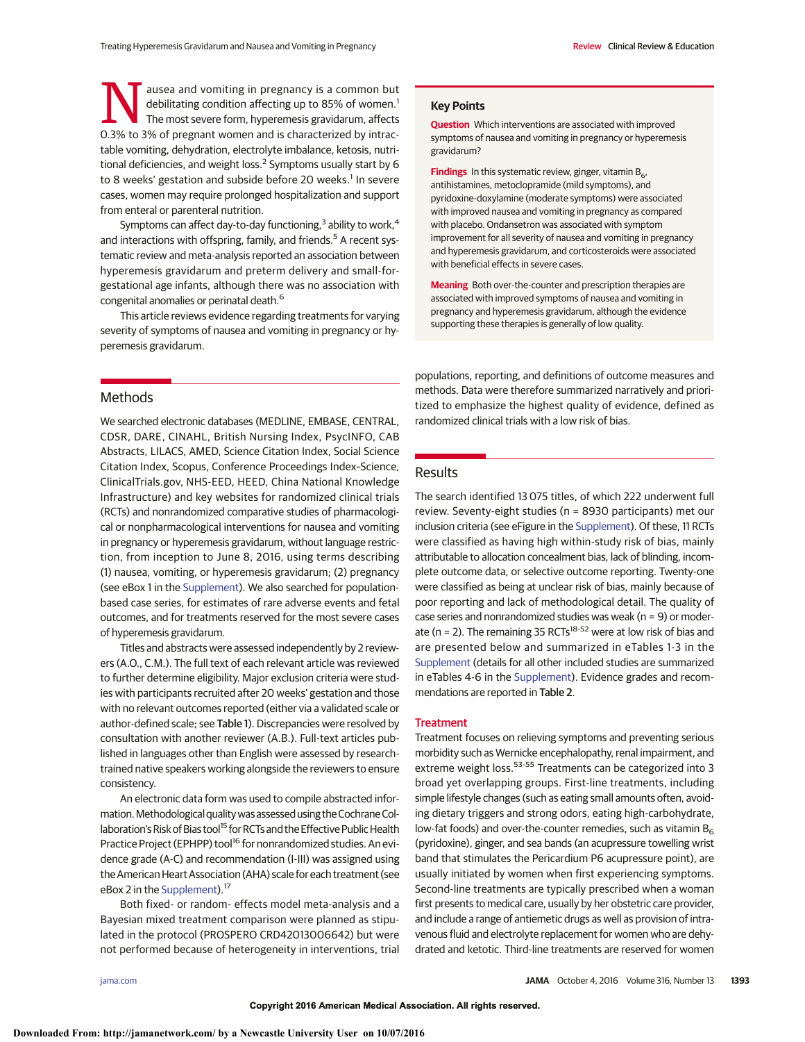Nausea and vomiting in pregnancy is a common but debilitating condition affecting up to 85% of women.[1] The most severe form, hyperemesis gravidarum, affects 0.3% to 3% of pregnant women and is characterized by intractable vomiting, dehydration, electrolyte imbalance, ketosis, nutritional deficiencies, and weight loss.[2] Symptoms usually start by 6 to 8 weeks' gestation and subside before 20 weeks.[1] In severe cases, women may require prolonged hospitalization and support from enteral or parenteral nutrition.

Symptoms can affect day-to-day functioning,[3] ability to work,[4] and interactions with offspring, family, and friends.[5] A recent systematic review and meta-analysis reported an association between hyperemesis gravidarum and preterm delivery and small-for-gestational age infants, although there was no association with congenital anomalies or perinatal death.[6]

This article reviews evidence regarding treatments for varying severity of symptoms of nausea and vomiting in pregnancy or hyperemesis gravidarum.

**Key Points**

**Question** Which interventions are associated with improved symptoms of nausea and vomiting in pregnancy or hyperemesis gravidarum?

**Findings** In this systematic review, ginger, vitamin $B_6$, antihistamines, metoclopramide (mild symptoms), and pyridoxine-doxylamine (moderate symptoms) were associated with improved nausea and vomiting in pregnancy as compared with placebo. Ondansetron was associated with symptom improvement for all severity of nausea and vomiting in pregnancy and hyperemesis gravidarum, and corticosteroids were associated with beneficial effects in severe cases.

**Meaning** Both over-the-counter and prescription therapies are associated with improved symptoms of nausea and vomiting in pregnancy and hyperemesis gravidarum, although the evidence supporting these therapies is generally of low quality.

## Methods

We searched electronic databases (MEDLINE, EMBASE, CENTRAL, CDSR, DARE, CINAHL, British Nursing Index, PsycINFO, CAB Abstracts, LILACS, AMED, Science Citation Index, Social Science Citation Index, Scopus, Conference Proceedings Index–Science, ClinicalTrials.gov, NHS-EED, HEED, China National Knowledge Infrastructure) and key websites for randomized clinical trials (RCTs) and nonrandomized comparative studies of pharmacological or nonpharmacological interventions for nausea and vomiting in pregnancy or hyperemesis gravidarum, without language restriction, from inception to June 8, 2016, using terms describing (1) nausea, vomiting, or hyperemesis gravidarum; (2) pregnancy (see eBox 1 in the Supplement). We also searched for population-based case series, for estimates of rare adverse events and fetal outcomes, and for treatments reserved for the most severe cases of hyperemesis gravidarum.

Titles and abstracts were assessed independently by 2 reviewers (A.O., C.M.). The full text of each relevant article was reviewed to further determine eligibility. Major exclusion criteria were studies with participants recruited after 20 weeks' gestation and those with no relevant outcomes reported (either via a validated scale or author-defined scale; see Table 1). Discrepancies were resolved by consultation with another reviewer (A.B.). Full-text articles published in languages other than English were assessed by research-trained native speakers working alongside the reviewers to ensure consistency.

An electronic data form was used to compile abstracted information. Methodological quality was assessed using the Cochrane Collaboration's Risk of Bias tool[15] for RCTs and the Effective Public Health Practice Project (EPHPP) tool[16] for nonrandomized studies. An evidence grade (A-C) and recommendation (I-III) was assigned using the American Heart Association (AHA) scale for each treatment (see eBox 2 in the Supplement).[17]

Both fixed- or random- effects model meta-analysis and a Bayesian mixed treatment comparison were planned as stipulated in the protocol (PROSPERO CRD42013006642) but were not performed because of heterogeneity in interventions, trial populations, reporting, and definitions of outcome measures and methods. Data were therefore summarized narratively and prioritized to emphasize the highest quality of evidence, defined as randomized clinical trials with a low risk of bias.

## Results

The search identified 13 075 titles, of which 222 underwent full review. Seventy-eight studies (n = 8930 participants) met our inclusion criteria (see eFigure in the Supplement). Of these, 11 RCTs were classified as having high within-study risk of bias, mainly attributable to allocation concealment bias, lack of blinding, incomplete outcome data, or selective outcome reporting. Twenty-one were classified as being at unclear risk of bias, mainly because of poor reporting and lack of methodological detail. The quality of case series and nonrandomized studies was weak (n = 9) or moderate (n = 2). The remaining 35 RCTs[18-52] were at low risk of bias and are presented below and summarized in eTables 1-3 in the Supplement (details for all other included studies are summarized in eTables 4-6 in the Supplement). Evidence grades and recommendations are reported in Table 2.

### Treatment

Treatment focuses on relieving symptoms and preventing serious morbidity such as Wernicke encephalopathy, renal impairment, and extreme weight loss.[53-55] Treatments can be categorized into 3 broad yet overlapping groups. First-line treatments, including simple lifestyle changes (such as eating small amounts often, avoiding dietary triggers and strong odors, eating high-carbohydrate, low-fat foods) and over-the-counter remedies, such as vitamin $B_6$ (pyridoxine), ginger, and sea bands (an acupressure towelling wrist band that stimulates the Pericardium P6 acupressure point), are usually initiated by women when first experiencing symptoms. Second-line treatments are typically prescribed when a woman first presents to medical care, usually by her obstetric care provider, and include a range of antiemetic drugs as well as provision of intravenous fluid and electrolyte replacement for women who are dehydrated and ketotic. Third-line treatments are reserved for women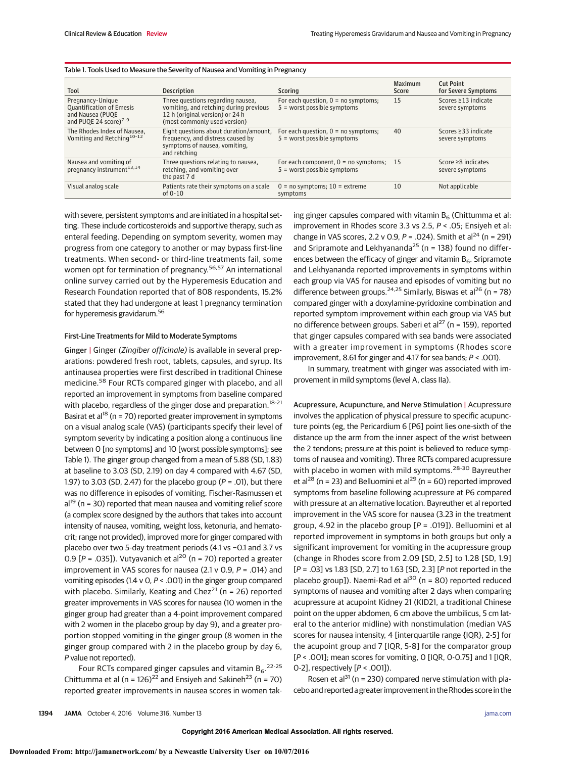Table 1. Tools Used to Measure the Severity of Nausea and Vomiting in Pregnancy

| Tool | Description | Scoring | Maximum Score | Cut Point for Severe Symptoms |
|---|---|---|---|---|
| Pregnancy-Unique Quantification of Emesis and Nausea (PUQE and PUQE 24 score)[7-9] | Three questions regarding nausea, vomiting, and retching during previous 12 h (original version) or 24 h (most commonly used version) | For each question, 0 = no symptoms; 5 = worst possible symptoms | 15 | Scores ≥13 indicate severe symptoms |
| The Rhodes Index of Nausea, Vomiting and Retching[10-12] | Eight questions about duration/amount, frequency, and distress caused by symptoms of nausea, vomiting, and retching | For each question, 0 = no symptoms; 5 = worst possible symptoms | 40 | Scores ≥33 indicate severe symptoms |
| Nausea and vomiting of pregnancy instrument[13,14] | Three questions relating to nausea, retching, and vomiting over the past 7 d | For each component, 0 = no symptoms; 5 = worst possible symptoms | 15 | Score ≥8 indicates severe symptoms |
| Visual analog scale | Patients rate their symptoms on a scale of 0-10 | 0 = no symptoms; 10 = extreme symptoms | 10 | Not applicable |

with severe, persistent symptoms and are initiated in a hospital setting. These include corticosteroids and supportive therapy, such as enteral feeding. Depending on symptom severity, women may progress from one category to another or may bypass first-line treatments. When second- or third-line treatments fail, some women opt for termination of pregnancy.[56,57] An international online survey carried out by the Hyperemesis Education and Research Foundation reported that of 808 respondents, 15.2% stated that they had undergone at least 1 pregnancy termination for hyperemesis gravidarum.[56]

#### First-Line Treatments for Mild to Moderate Symptoms

**Ginger |** Ginger *(Zingiber officinale)* is available in several preparations: powdered fresh root, tablets, capsules, and syrup. Its antinausea properties were first described in traditional Chinese medicine.[58] Four RCTs compared ginger with placebo, and all reported an improvement in symptoms from baseline compared with placebo, regardless of the ginger dose and preparation.[18-21] Basirat et al[18] (n = 70) reported greater improvement in symptoms on a visual analog scale (VAS) (participants specify their level of symptom severity by indicating a position along a continuous line between 0 [no symptoms] and 10 [worst possible symptoms]; see Table 1). The ginger group changed from a mean of 5.88 (SD, 1.83) at baseline to 3.03 (SD, 2.19) on day 4 compared with 4.67 (SD, 1.97) to 3.03 (SD, 2.47) for the placebo group (*P* = .01), but there was no difference in episodes of vomiting. Fischer-Rasmussen et al[19] (n = 30) reported that mean nausea and vomiting relief score (a complex score designed by the authors that takes into account intensity of nausea, vomiting, weight loss, ketonuria, and hematocrit; range not provided), improved more for ginger compared with placebo over two 5-day treatment periods (4.1 vs −0.1 and 3.7 vs 0.9 [*P* = .035]). Vutyavanich et al[20] (n = 70) reported a greater improvement in VAS scores for nausea (2.1 v 0.9, *P* = .014) and vomiting episodes (1.4 v 0, *P* < .001) in the ginger group compared with placebo. Similarly, Keating and Chez[21] (n = 26) reported greater improvements in VAS scores for nausea (10 women in the ginger group had greater than a 4-point improvement compared with 2 women in the placebo group by day 9), and a greater proportion stopped vomiting in the ginger group (8 women in the ginger group compared with 2 in the placebo group by day 6, *P* value not reported).

Four RCTs compared ginger capsules and vitamin $B_6$.[22-25] Chittumma et al (n = 126)[22] and Ensiyeh and Sakineh[23] (n = 70) reported greater improvements in nausea scores in women taking ginger capsules compared with vitamin $B_6$ (Chittumma et al: improvement in Rhodes score 3.3 vs 2.5, *P* < .05; Ensiyeh et al: change in VAS scores, 2.2 v 0.9, *P* = .024). Smith et al[24] (n = 291) and Sripramote and Lekhyananda[25] (n = 138) found no differences between the efficacy of ginger and vitamin $B_6$. Sripramote and Lekhyananda reported improvements in symptoms within each group via VAS for nausea and episodes of vomiting but no difference between groups.[24,25] Similarly, Biswas et al[26] (n = 78) compared ginger with a doxylamine-pyridoxine combination and reported symptom improvement within each group via VAS but no difference between groups. Saberi et al[27] (n = 159), reported that ginger capsules compared with sea bands were associated with a greater improvement in symptoms (Rhodes score improvement, 8.61 for ginger and 4.17 for sea bands; *P* < .001).

In summary, treatment with ginger was associated with improvement in mild symptoms (level A, class IIa).

**Acupressure, Acupuncture, and Nerve Stimulation |** Acupressure involves the application of physical pressure to specific acupuncture points (eg, the Pericardium 6 [P6] point lies one-sixth of the distance up the arm from the inner aspect of the wrist between the 2 tendons; pressure at this point is believed to reduce symptoms of nausea and vomiting). Three RCTs compared acupressure with placebo in women with mild symptoms.[28-30] Bayreuther et al[28] (n = 23) and Belluomini et al[29] (n = 60) reported improved symptoms from baseline following acupressure at P6 compared with pressure at an alternative location. Bayreuther et al reported improvement in the VAS score for nausea (3.23 in the treatment group, 4.92 in the placebo group [*P* = .019]). Belluomini et al reported improvement in symptoms in both groups but only a significant improvement for vomiting in the acupressure group (change in Rhodes score from 2.09 [SD, 2.5] to 1.28 [SD, 1.9] [*P* = .03] vs 1.83 [SD, 2.7] to 1.63 [SD, 2.3] [*P* not reported in the placebo group]). Naemi-Rad et al[30] (n = 80) reported reduced symptoms of nausea and vomiting after 2 days when comparing acupressure at acupoint Kidney 21 (KID21, a traditional Chinese point on the upper abdomen, 6 cm above the umbilicus, 5 cm lateral to the anterior midline) with nonstimulation (median VAS scores for nausea intensity, 4 [interquartile range {IQR}, 2-5] for the acupoint group and 7 [IQR, 5-8] for the comparator group [*P* < .001]; mean scores for vomiting, 0 [IQR, 0-0.75] and 1 [IQR, 0-2], respectively [*P* < .001]).

Rosen et al[31] (n = 230) compared nerve stimulation with placebo and reported a greater improvement in the Rhodes score in the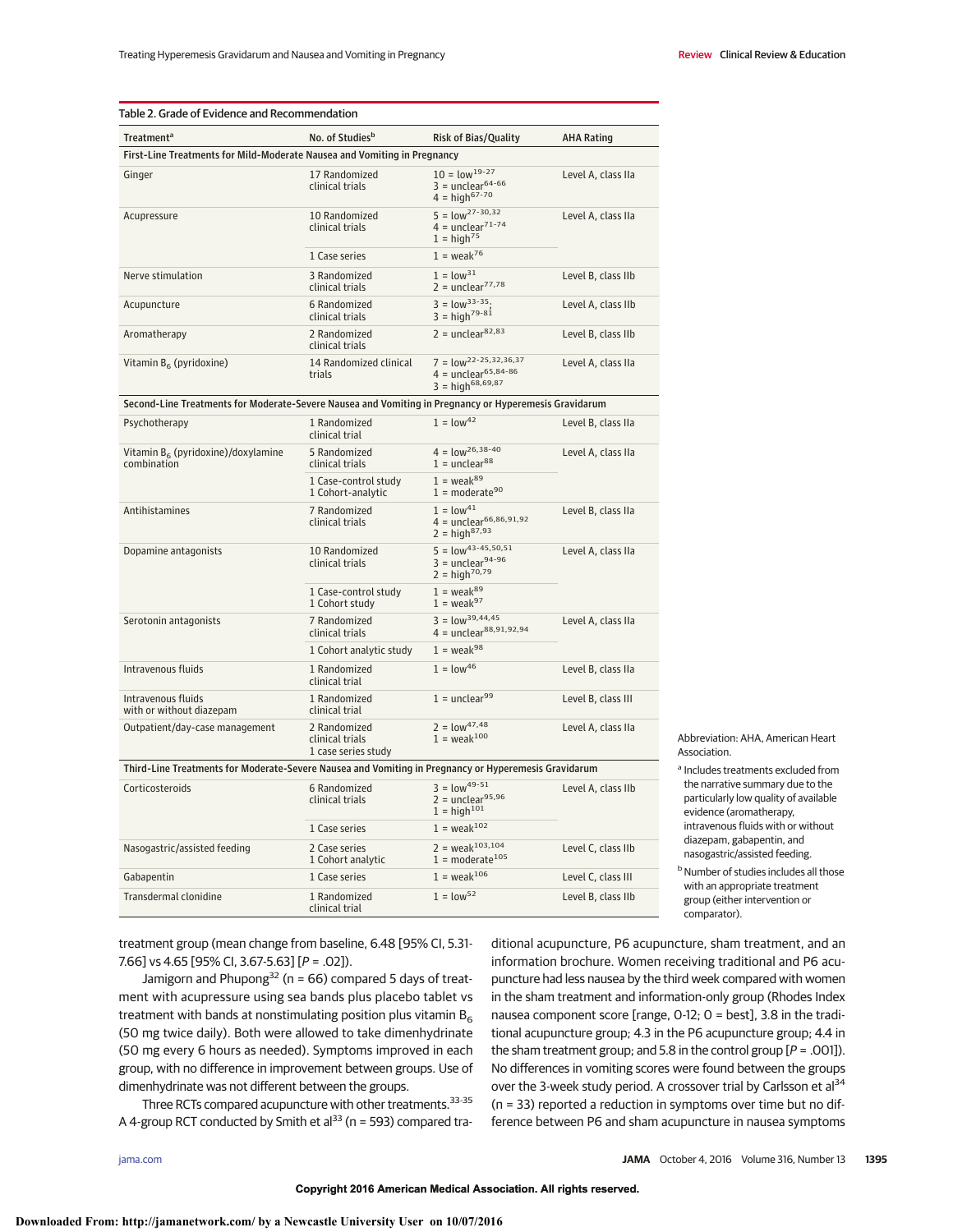Table 2. Grade of Evidence and Recommendation

| Treatment[a] | No. of Studies[b] | Risk of Bias/Quality | AHA Rating |
|---|---|---|---|
| **First-Line Treatments for Mild-Moderate Nausea and Vomiting in Pregnancy** | | | |
| Ginger | 17 Randomized clinical trials | 10 = low[19-27]<br>3 = unclear[64-66]<br>4 = high[67-70] | Level A, class IIa |
| Acupressure | 10 Randomized clinical trials | 5 = low[27-30,32]<br>4 = unclear[71-74]<br>1 = high[75] | Level A, class IIa |
| | 1 Case series | 1 = weak[76] | |
| Nerve stimulation | 3 Randomized clinical trials | 1 = low[31]<br>2 = unclear[77,78] | Level B, class IIb |
| Acupuncture | 6 Randomized clinical trials | 3 = low[33-35];<br>3 = high[79-81] | Level A, class IIb |
| Aromatherapy | 2 Randomized clinical trials | 2 = unclear[82,83] | Level B, class IIb |
| Vitamin $B_6$ (pyridoxine) | 14 Randomized clinical trials | 7 = low[22-25,32,36,37]<br>4 = unclear[65,84-86]<br>3 = high[68,69,87] | Level A, class IIa |
| **Second-Line Treatments for Moderate-Severe Nausea and Vomiting in Pregnancy or Hyperemesis Gravidarum** | | | |
| Psychotherapy | 1 Randomized clinical trial | 1 = low[42] | Level B, class IIa |
| Vitamin $B_6$ (pyridoxine)/doxylamine combination | 5 Randomized clinical trials | 4 = low[26,38-40]<br>1 = unclear[88] | Level A, class IIa |
| | 1 Case-control study<br>1 Cohort-analytic | 1 = weak[89]<br>1 = moderate[90] | |
| Antihistamines | 7 Randomized clinical trials | 1 = low[41]<br>4 = unclear[66,86,91,92]<br>2 = high[87,93] | Level B, class IIa |
| Dopamine antagonists | 10 Randomized clinical trials | 5 = low[43-45,50,51]<br>3 = unclear[94-96]<br>2 = high[70,79] | Level A, class IIa |
| | 1 Case-control study<br>1 Cohort study | 1 = weak[89]<br>1 = weak[97] | |
| Serotonin antagonists | 7 Randomized clinical trials | 3 = low[39,44,45]<br>4 = unclear[88,91,92,94] | Level A, class IIa |
| | 1 Cohort analytic study | 1 = weak[98] | |
| Intravenous fluids | 1 Randomized clinical trial | 1 = low[46] | Level B, class IIa |
| Intravenous fluids with or without diazepam | 1 Randomized clinical trial | 1 = unclear[99] | Level B, class III |
| Outpatient/day-case management | 2 Randomized clinical trials<br>1 case series study | 2 = low[47,48]<br>1 = weak[100] | Level A, class IIa |
| **Third-Line Treatments for Moderate-Severe Nausea and Vomiting in Pregnancy or Hyperemesis Gravidarum** | | | |
| Corticosteroids | 6 Randomized clinical trials | 3 = low[49-51]<br>2 = unclear[95,96]<br>1 = high[101] | Level A, class IIb |
| | 1 Case series | 1 = weak[102] | |
| Nasogastric/assisted feeding | 2 Case series<br>1 Cohort analytic | 2 = weak[103,104]<br>1 = moderate[105] | Level C, class IIb |
| Gabapentin | 1 Case series | 1 = weak[106] | Level C, class III |
| Transdermal clonidine | 1 Randomized clinical trial | 1 = low[52] | Level B, class IIb |

Abbreviation: AHA, American Heart Association.

[a] Includes treatments excluded from the narrative summary due to the particularly low quality of available evidence (aromatherapy, intravenous fluids with or without diazepam, gabapentin, and nasogastric/assisted feeding.

[b] Number of studies includes all those with an appropriate treatment group (either intervention or comparator).

treatment group (mean change from baseline, 6.48 [95% CI, 5.31-7.66] vs 4.65 [95% CI, 3.67-5.63] [*P* = .02]).

Jamigorn and Phupong[32] (n = 66) compared 5 days of treatment with acupressure using sea bands plus placebo tablet vs treatment with bands at nonstimulating position plus vitamin $B_6$ (50 mg twice daily). Both were allowed to take dimenhydrinate (50 mg every 6 hours as needed). Symptoms improved in each group, with no difference in improvement between groups. Use of dimenhydrinate was not different between the groups.

Three RCTs compared acupuncture with other treatments.[33-35] A 4-group RCT conducted by Smith et al[33] (n = 593) compared traditional acupuncture, P6 acupuncture, sham treatment, and an information brochure. Women receiving traditional and P6 acupuncture had less nausea by the third week compared with women in the sham treatment and information-only group (Rhodes Index nausea component score [range, 0-12; 0 = best], 3.8 in the traditional acupuncture group; 4.3 in the P6 acupuncture group; 4.4 in the sham treatment group; and 5.8 in the control group [*P* = .001]). No differences in vomiting scores were found between the groups over the 3-week study period. A crossover trial by Carlsson et al[34] (n = 33) reported a reduction in symptoms over time but no difference between P6 and sham acupuncture in nausea symptoms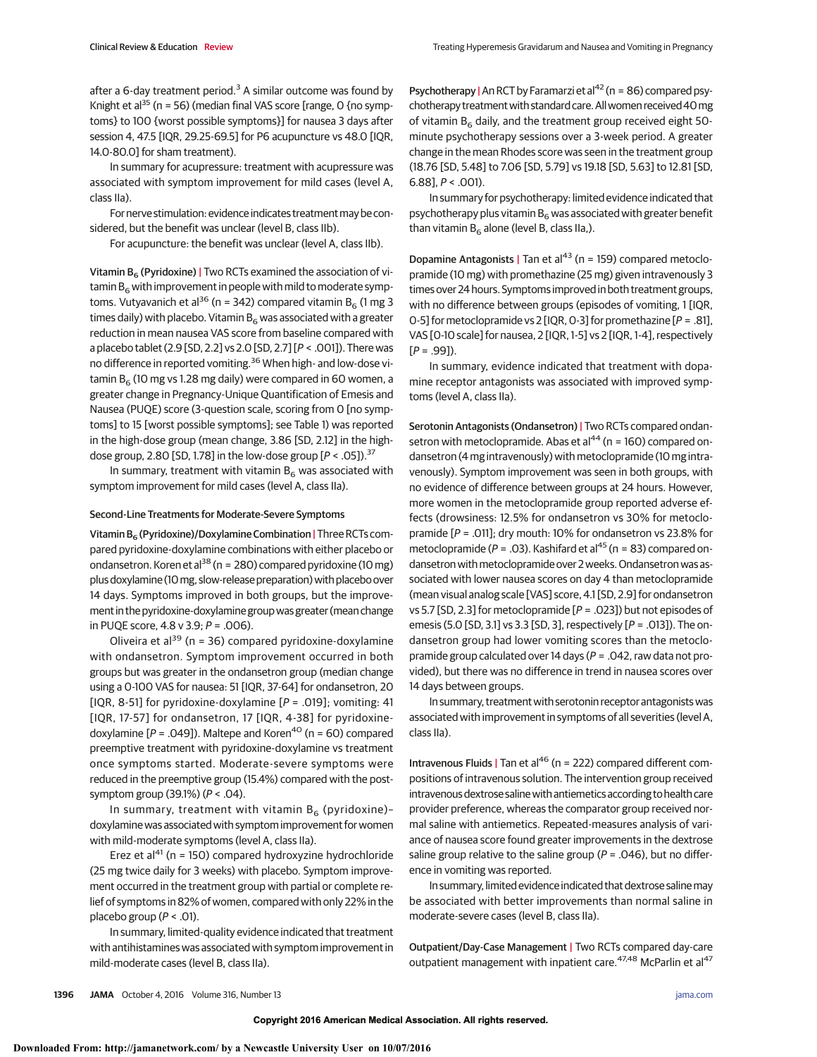after a 6-day treatment period.[3] A similar outcome was found by Knight et al[35] (n = 56) (median final VAS score [range, 0 {no symptoms} to 100 {worst possible symptoms}] for nausea 3 days after session 4, 47.5 [IQR, 29.25-69.5] for P6 acupuncture vs 48.0 [IQR, 14.0-80.0] for sham treatment).

In summary for acupressure: treatment with acupressure was associated with symptom improvement for mild cases (level A, class IIa).

For nerve stimulation: evidence indicates treatment may be considered, but the benefit was unclear (level B, class IIb).

For acupuncture: the benefit was unclear (level A, class IIb).

**Vitamin $B_6$ (Pyridoxine) |** Two RCTs examined the association of vitamin $B_6$ with improvement in people with mild to moderate symptoms. Vutyavanich et al[36] (n = 342) compared vitamin $B_6$ (1 mg 3 times daily) with placebo. Vitamin $B_6$ was associated with a greater reduction in mean nausea VAS score from baseline compared with a placebo tablet (2.9 [SD, 2.2] vs 2.0 [SD, 2.7] [$P < .001$]). There was no difference in reported vomiting.[36] When high- and low-dose vitamin $B_6$ (10 mg vs 1.28 mg daily) were compared in 60 women, a greater change in Pregnancy-Unique Quantification of Emesis and Nausea (PUQE) score (3-question scale, scoring from 0 [no symptoms] to 15 [worst possible symptoms]; see Table 1) was reported in the high-dose group (mean change, 3.86 [SD, 2.12] in the high-dose group, 2.80 [SD, 1.78] in the low-dose group [$P < .05$]).[37]

In summary, treatment with vitamin $B_6$ was associated with symptom improvement for mild cases (level A, class IIa).

### Second-Line Treatments for Moderate-Severe Symptoms

**Vitamin $B_6$ (Pyridoxine)/Doxylamine Combination |** Three RCTs compared pyridoxine-doxylamine combinations with either placebo or ondansetron. Koren et al[38] (n = 280) compared pyridoxine (10 mg) plus doxylamine (10 mg, slow-release preparation) with placebo over 14 days. Symptoms improved in both groups, but the improvement in the pyridoxine-doxylamine group was greater (mean change in PUQE score, 4.8 v 3.9; $P = .006$).

Oliveira et al[39] (n = 36) compared pyridoxine-doxylamine with ondansetron. Symptom improvement occurred in both groups but was greater in the ondansetron group (median change using a 0-100 VAS for nausea: 51 [IQR, 37-64] for ondansetron, 20 [IQR, 8-51] for pyridoxine-doxylamine [$P = .019$]; vomiting: 41 [IQR, 17-57] for ondansetron, 17 [IQR, 4-38] for pyridoxine-doxylamine [$P = .049$]). Maltepe and Koren[40] (n = 60) compared preemptive treatment with pyridoxine-doxylamine vs treatment once symptoms started. Moderate-severe symptoms were reduced in the preemptive group (15.4%) compared with the post-symptom group (39.1%) ($P < .04$).

In summary, treatment with vitamin $B_6$ (pyridoxine)–doxylamine was associated with symptom improvement for women with mild-moderate symptoms (level A, class IIa).

Erez et al[41] (n = 150) compared hydroxyzine hydrochloride (25 mg twice daily for 3 weeks) with placebo. Symptom improvement occurred in the treatment group with partial or complete relief of symptoms in 82% of women, compared with only 22% in the placebo group ($P < .01$).

In summary, limited-quality evidence indicated that treatment with antihistamines was associated with symptom improvement in mild-moderate cases (level B, class IIa).

**Psychotherapy |** An RCT by Faramarzi et al[42] (n = 86) compared psychotherapy treatment with standard care. All women received 40 mg of vitamin $B_6$ daily, and the treatment group received eight 50-minute psychotherapy sessions over a 3-week period. A greater change in the mean Rhodes score was seen in the treatment group (18.76 [SD, 5.48] to 7.06 [SD, 5.79] vs 19.18 [SD, 5.63] to 12.81 [SD, 6.88], $P < .001$).

In summary for psychotherapy: limited evidence indicated that psychotherapy plus vitamin $B_6$ was associated with greater benefit than vitamin $B_6$ alone (level B, class IIa,).

**Dopamine Antagonists |** Tan et al[43] (n = 159) compared metoclopramide (10 mg) with promethazine (25 mg) given intravenously 3 times over 24 hours. Symptoms improved in both treatment groups, with no difference between groups (episodes of vomiting, 1 [IQR, 0-5] for metoclopramide vs 2 [IQR, 0-3] for promethazine [$P = .81$], VAS [0-10 scale] for nausea, 2 [IQR, 1-5] vs 2 [IQR, 1-4], respectively [$P = .99$]).

In summary, evidence indicated that treatment with dopamine receptor antagonists was associated with improved symptoms (level A, class IIa).

**Serotonin Antagonists (Ondansetron) |** Two RCTs compared ondansetron with metoclopramide. Abas et al[44] (n = 160) compared ondansetron (4 mg intravenously) with metoclopramide (10 mg intravenously). Symptom improvement was seen in both groups, with no evidence of difference between groups at 24 hours. However, more women in the metoclopramide group reported adverse effects (drowsiness: 12.5% for ondansetron vs 30% for metoclopramide [$P = .011$]; dry mouth: 10% for ondansetron vs 23.8% for metoclopramide ($P = .03$). Kashifard et al[45] (n = 83) compared ondansetron with metoclopramide over 2 weeks. Ondansetron was associated with lower nausea scores on day 4 than metoclopramide (mean visual analog scale [VAS] score, 4.1 [SD, 2.9] for ondansetron vs 5.7 [SD, 2.3] for metoclopramide [$P = .023$]) but not episodes of emesis (5.0 [SD, 3.1] vs 3.3 [SD, 3], respectively [$P = .013$]). The ondansetron group had lower vomiting scores than the metoclopramide group calculated over 14 days ($P = .042$, raw data not provided), but there was no difference in trend in nausea scores over 14 days between groups.

In summary, treatment with serotonin receptor antagonists was associated with improvement in symptoms of all severities (level A, class IIa).

**Intravenous Fluids |** Tan et al[46] (n = 222) compared different compositions of intravenous solution. The intervention group received intravenous dextrose saline with antiemetics according to health care provider preference, whereas the comparator group received normal saline with antiemetics. Repeated-measures analysis of variance of nausea score found greater improvements in the dextrose saline group relative to the saline group ($P = .046$), but no difference in vomiting was reported.

In summary, limited evidence indicated that dextrose saline may be associated with better improvements than normal saline in moderate-severe cases (level B, class IIa).

**Outpatient/Day-Case Management |** Two RCTs compared day-care outpatient management with inpatient care.[47,48] McParlin et al[47]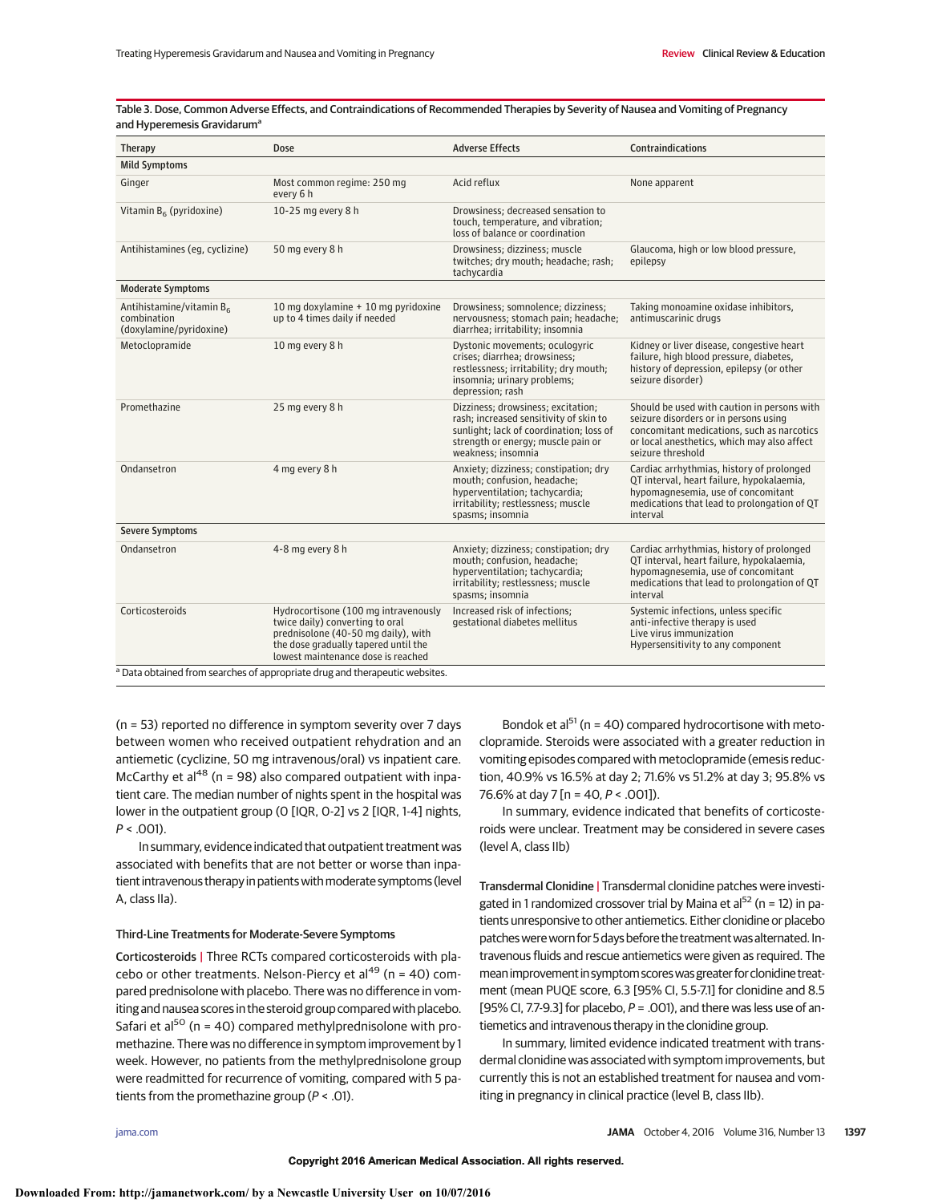Table 3. Dose, Common Adverse Effects, and Contraindications of Recommended Therapies by Severity of Nausea and Vomiting of Pregnancy and Hyperemesis Gravidarum[a]

| Therapy | Dose | Adverse Effects | Contraindications |
|---|---|---|---|
| **Mild Symptoms** | | | |
| Ginger | Most common regime: 250 mg every 6 h | Acid reflux | None apparent |
| Vitamin $B_6$ (pyridoxine) | 10-25 mg every 8 h | Drowsiness; decreased sensation to touch, temperature, and vibration; loss of balance or coordination | |
| Antihistamines (eg, cyclizine) | 50 mg every 8 h | Drowsiness; dizziness; muscle twitches; dry mouth; headache; rash; tachycardia | Glaucoma, high or low blood pressure, epilepsy |
| **Moderate Symptoms** | | | |
| Antihistamine/vitamin $B_6$ combination (doxylamine/pyridoxine) | 10 mg doxylamine + 10 mg pyridoxine up to 4 times daily if needed | Drowsiness; somnolence; dizziness; nervousness; stomach pain; headache; diarrhea; irritability; insomnia | Taking monoamine oxidase inhibitors, antimuscarinic drugs |
| Metoclopramide | 10 mg every 8 h | Dystonic movements; oculogyric crises; diarrhea; drowsiness; restlessness; irritability; dry mouth; insomnia; urinary problems; depression; rash | Kidney or liver disease, congestive heart failure, high blood pressure, diabetes, history of depression, epilepsy (or other seizure disorder) |
| Promethazine | 25 mg every 8 h | Dizziness; drowsiness; excitation; rash; increased sensitivity of skin to sunlight; lack of coordination; loss of strength or energy; muscle pain or weakness; insomnia | Should be used with caution in persons with seizure disorders or in persons using concomitant medications, such as narcotics or local anesthetics, which may also affect seizure threshold |
| Ondansetron | 4 mg every 8 h | Anxiety; dizziness; constipation; dry mouth; confusion, headache; hyperventilation; tachycardia; irritability; restlessness; muscle spasms; insomnia | Cardiac arrhythmias, history of prolonged QT interval, heart failure, hypokalaemia, hypomagnesemia, use of concomitant medications that lead to prolongation of QT interval |
| **Severe Symptoms** | | | |
| Ondansetron | 4-8 mg every 8 h | Anxiety; dizziness; constipation; dry mouth; confusion, headache; hyperventilation; tachycardia; irritability; restlessness; muscle spasms; insomnia | Cardiac arrhythmias, history of prolonged QT interval, heart failure, hypokalaemia, hypomagnesemia, use of concomitant medications that lead to prolongation of QT interval |
| Corticosteroids | Hydrocortisone (100 mg intravenously twice daily) converting to oral prednisolone (40-50 mg daily), with the dose gradually tapered until the lowest maintenance dose is reached | Increased risk of infections; gestational diabetes mellitus | Systemic infections, unless specific anti-infective therapy is used; Live virus immunization; Hypersensitivity to any component |

[a] Data obtained from searches of appropriate drug and therapeutic websites.

(n = 53) reported no difference in symptom severity over 7 days between women who received outpatient rehydration and an antiemetic (cyclizine, 50 mg intravenous/oral) vs inpatient care. McCarthy et al[48] (n = 98) also compared outpatient with inpatient care. The median number of nights spent in the hospital was lower in the outpatient group (0 [IQR, 0-2] vs 2 [IQR, 1-4] nights, $P < .001$).

In summary, evidence indicated that outpatient treatment was associated with benefits that are not better or worse than inpatient intravenous therapy in patients with moderate symptoms (level A, class IIa).

### Third-Line Treatments for Moderate-Severe Symptoms

**Corticosteroids** | Three RCTs compared corticosteroids with placebo or other treatments. Nelson-Piercy et al[49] (n = 40) compared prednisolone with placebo. There was no difference in vomiting and nausea scores in the steroid group compared with placebo. Safari et al[50] (n = 40) compared methylprednisolone with promethazine. There was no difference in symptom improvement by 1 week. However, no patients from the methylprednisolone group were readmitted for recurrence of vomiting, compared with 5 patients from the promethazine group ($P < .01$).

Bondok et al[51] (n = 40) compared hydrocortisone with metoclopramide. Steroids were associated with a greater reduction in vomiting episodes compared with metoclopramide (emesis reduction, 40.9% vs 16.5% at day 2; 71.6% vs 51.2% at day 3; 95.8% vs 76.6% at day 7 [n = 40, $P < .001$]).

In summary, evidence indicated that benefits of corticosteroids were unclear. Treatment may be considered in severe cases (level A, class IIb)

**Transdermal Clonidine** | Transdermal clonidine patches were investigated in 1 randomized crossover trial by Maina et al[52] (n = 12) in patients unresponsive to other antiemetics. Either clonidine or placebo patches were worn for 5 days before the treatment was alternated. Intravenous fluids and rescue antiemetics were given as required. The mean improvement in symptom scores was greater for clonidine treatment (mean PUQE score, 6.3 [95% CI, 5.5-7.1] for clonidine and 8.5 [95% CI, 7.7-9.3] for placebo, $P = .001$), and there was less use of antiemetics and intravenous therapy in the clonidine group.

In summary, limited evidence indicated treatment with transdermal clonidine was associated with symptom improvements, but currently this is not an established treatment for nausea and vomiting in pregnancy in clinical practice (level B, class IIb).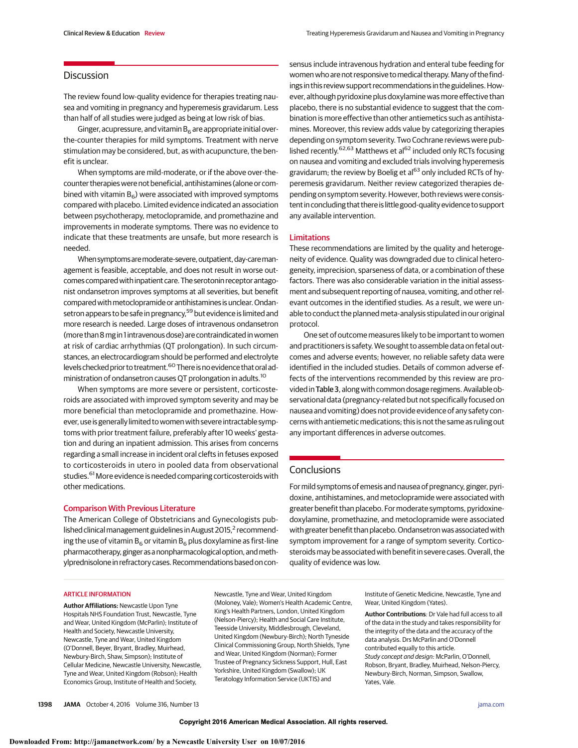## Discussion

The review found low-quality evidence for therapies treating nausea and vomiting in pregnancy and hyperemesis gravidarum. Less than half of all studies were judged as being at low risk of bias.

Ginger, acupressure, and vitamin $B_6$ are appropriate initial over-the-counter therapies for mild symptoms. Treatment with nerve stimulation may be considered, but, as with acupuncture, the benefit is unclear.

When symptoms are mild-moderate, or if the above over-the-counter therapies were not beneficial, antihistamines (alone or combined with vitamin $B_6$) were associated with improved symptoms compared with placebo. Limited evidence indicated an association between psychotherapy, metoclopramide, and promethazine and improvements in moderate symptoms. There was no evidence to indicate that these treatments are unsafe, but more research is needed.

When symptoms are moderate-severe, outpatient, day-care management is feasible, acceptable, and does not result in worse outcomes compared with inpatient care. The serotonin receptor antagonist ondansetron improves symptoms at all severities, but benefit compared with metoclopramide or antihistamines is unclear. Ondansetron appears to be safe in pregnancy,[59] but evidence is limited and more research is needed. Large doses of intravenous ondansetron (more than 8 mg in 1 intravenous dose) are contraindicated in women at risk of cardiac arrhythmias (QT prolongation). In such circumstances, an electrocardiogram should be performed and electrolyte levels checked prior to treatment.[60] There is no evidence that oral administration of ondansetron causes QT prolongation in adults.[10]

When symptoms are more severe or persistent, corticosteroids are associated with improved symptom severity and may be more beneficial than metoclopramide and promethazine. However, use is generally limited to women with severe intractable symptoms with prior treatment failure, preferably after 10 weeks' gestation and during an inpatient admission. This arises from concerns regarding a small increase in incident oral clefts in fetuses exposed to corticosteroids in utero in pooled data from observational studies.[61] More evidence is needed comparing corticosteroids with other medications.

### Comparison With Previous Literature

The American College of Obstetricians and Gynecologists published clinical management guidelines in August 2015,[2] recommending the use of vitamin $B_6$ or vitamin $B_6$ plus doxylamine as first-line pharmacotherapy, ginger as a nonpharmacological option, and methylprednisolone in refractory cases. Recommendations based on consensus include intravenous hydration and enteral tube feeding for women who are not responsive to medical therapy. Many of the findings in this review support recommendations in the guidelines. However, although pyridoxine plus doxylamine was more effective than placebo, there is no substantial evidence to suggest that the combination is more effective than other antiemetics such as antihistamines. Moreover, this review adds value by categorizing therapies depending on symptom severity. Two Cochrane reviews were published recently.[62,63] Matthews et al[62] included only RCTs focusing on nausea and vomiting and excluded trials involving hyperemesis gravidarum; the review by Boelig et al[63] only included RCTs of hyperemesis gravidarum. Neither review categorized therapies depending on symptom severity. However, both reviews were consistent in concluding that there is little good-quality evidence to support any available intervention.

### Limitations

These recommendations are limited by the quality and heterogeneity of evidence. Quality was downgraded due to clinical heterogeneity, imprecision, sparseness of data, or a combination of these factors. There was also considerable variation in the initial assessment and subsequent reporting of nausea, vomiting, and other relevant outcomes in the identified studies. As a result, we were unable to conduct the planned meta-analysis stipulated in our original protocol.

One set of outcome measures likely to be important to women and practitioners is safety. We sought to assemble data on fetal outcomes and adverse events; however, no reliable safety data were identified in the included studies. Details of common adverse effects of the interventions recommended by this review are provided in **Table 3**, along with common dosage regimens. Available observational data (pregnancy-related but not specifically focused on nausea and vomiting) does not provide evidence of any safety concerns with antiemetic medications; this is not the same as ruling out any important differences in adverse outcomes.

## Conclusions

For mild symptoms of emesis and nausea of pregnancy, ginger, pyridoxine, antihistamines, and metoclopramide were associated with greater benefit than placebo. For moderate symptoms, pyridoxine-doxylamine, promethazine, and metoclopramide were associated with greater benefit than placebo. Ondansetron was associated with symptom improvement for a range of symptom severity. Corticosteroids may be associated with benefit in severe cases. Overall, the quality of evidence was low.

ARTICLE INFORMATION

**Author Affiliations:** Newcastle Upon Tyne Hospitals NHS Foundation Trust, Newcastle, Tyne and Wear, United Kingdom (McParlin); Institute of Health and Society, Newcastle University, Newcastle, Tyne and Wear, United Kingdom (O'Donnell, Beyer, Bryant, Bradley, Muirhead, Newbury-Birch, Shaw, Simpson); Institute of Cellular Medicine, Newcastle University, Newcastle, Tyne and Wear, United Kingdom (Robson); Health Economics Group, Institute of Health and Society, Newcastle, Tyne and Wear, United Kingdom (Moloney, Vale); Women's Health Academic Centre, King's Health Partners, London, United Kingdom (Nelson-Piercy); Health and Social Care Institute, Teesside University, Middlesbrough, Cleveland, United Kingdom (Newbury-Birch); North Tyneside Clinical Commissioning Group, North Shields, Tyne and Wear, United Kingdom (Norman); Former Trustee of Pregnancy Sickness Support, Hull, East Yorkshire, United Kingdom (Swallow); UK Teratology Information Service (UKTIS) and Institute of Genetic Medicine, Newcastle, Tyne and Wear, United Kingdom (Yates).

**Author Contributions**: Dr Vale had full access to all of the data in the study and takes responsibility for the integrity of the data and the accuracy of the data analysis. Drs McParlin and O'Donnell contributed equally to this article.

*Study concept and design:* McParlin, O'Donnell, Robson, Bryant, Bradley, Muirhead, Nelson-Piercy, Newbury-Birch, Norman, Simpson, Swallow, Yates, Vale.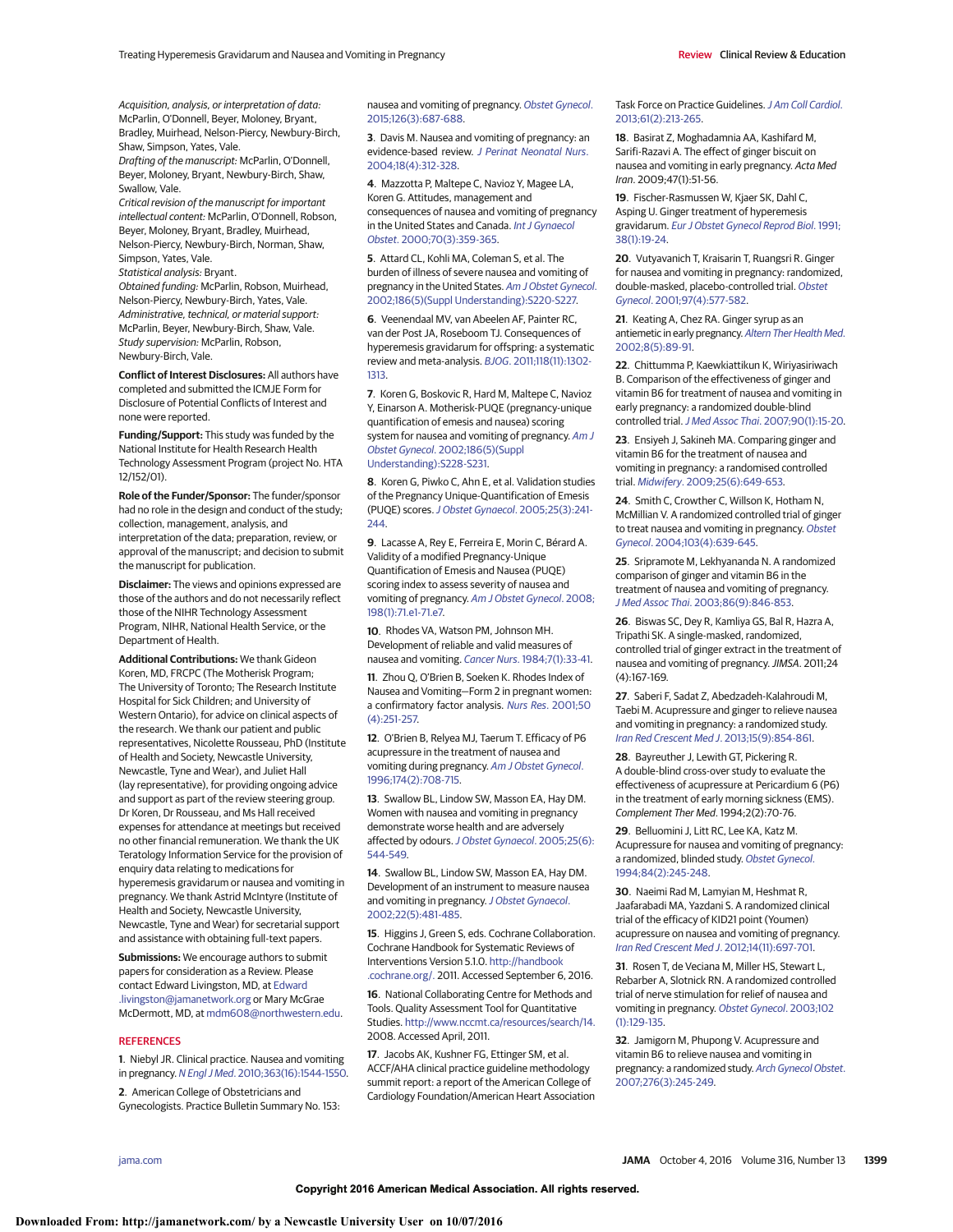*Acquisition, analysis, or interpretation of data:* McParlin, O'Donnell, Beyer, Moloney, Bryant, Bradley, Muirhead, Nelson-Piercy, Newbury-Birch, Shaw, Simpson, Yates, Vale.
*Drafting of the manuscript:* McParlin, O'Donnell, Beyer, Moloney, Bryant, Newbury-Birch, Shaw, Swallow, Vale.
*Critical revision of the manuscript for important intellectual content:* McParlin, O'Donnell, Robson, Beyer, Moloney, Bryant, Bradley, Muirhead, Nelson-Piercy, Newbury-Birch, Norman, Shaw, Simpson, Yates, Vale.
*Statistical analysis:* Bryant.
*Obtained funding:* McParlin, Robson, Muirhead, Nelson-Piercy, Newbury-Birch, Yates, Vale.
*Administrative, technical, or material support:* McParlin, Beyer, Newbury-Birch, Shaw, Vale.
*Study supervision:* McParlin, Robson, Newbury-Birch, Vale.

**Conflict of Interest Disclosures:** All authors have completed and submitted the ICMJE Form for Disclosure of Potential Conflicts of Interest and none were reported.

**Funding/Support:** This study was funded by the National Institute for Health Research Health Technology Assessment Program (project No. HTA 12/152/01).

**Role of the Funder/Sponsor:** The funder/sponsor had no role in the design and conduct of the study; collection, management, analysis, and interpretation of the data; preparation, review, or approval of the manuscript; and decision to submit the manuscript for publication.

**Disclaimer:** The views and opinions expressed are those of the authors and do not necessarily reflect those of the NIHR Technology Assessment Program, NIHR, National Health Service, or the Department of Health.

**Additional Contributions:** We thank Gideon Koren, MD, FRCPC (The Motherisk Program; The University of Toronto; The Research Institute Hospital for Sick Children; and University of Western Ontario), for advice on clinical aspects of the research. We thank our patient and public representatives, Nicolette Rousseau, PhD (Institute of Health and Society, Newcastle University, Newcastle, Tyne and Wear), and Juliet Hall (lay representative), for providing ongoing advice and support as part of the review steering group. Dr Koren, Dr Rousseau, and Ms Hall received expenses for attendance at meetings but received no other financial remuneration. We thank the UK Teratology Information Service for the provision of enquiry data relating to medications for hyperemesis gravidarum or nausea and vomiting in pregnancy. We thank Astrid McIntyre (Institute of Health and Society, Newcastle University, Newcastle, Tyne and Wear) for secretarial support and assistance with obtaining full-text papers.

**Submissions:** We encourage authors to submit papers for consideration as a Review. Please contact Edward Livingston, MD, at Edward.livingston@jamanetwork.org or Mary McGrae McDermott, MD, at mdm608@northwestern.edu.

## REFERENCES

1. Niebyl JR. Clinical practice. Nausea and vomiting in pregnancy. *N Engl J Med*. 2010;363(16):1544-1550.

2. American College of Obstetricians and Gynecologists. Practice Bulletin Summary No. 153: nausea and vomiting of pregnancy. *Obstet Gynecol*. 2015;126(3):687-688.

3. Davis M. Nausea and vomiting of pregnancy: an evidence-based review. *J Perinat Neonatal Nurs*. 2004;18(4):312-328.

4. Mazzotta P, Maltepe C, Navioz Y, Magee LA, Koren G. Attitudes, management and consequences of nausea and vomiting of pregnancy in the United States and Canada. *Int J Gynaecol Obstet*. 2000;70(3):359-365.

5. Attard CL, Kohli MA, Coleman S, et al. The burden of illness of severe nausea and vomiting of pregnancy in the United States. *Am J Obstet Gynecol*. 2002;186(5)(Suppl Understanding):S220-S227.

6. Veenendaal MV, van Abeelen AF, Painter RC, van der Post JA, Roseboom TJ. Consequences of hyperemesis gravidarum for offspring: a systematic review and meta-analysis. *BJOG*. 2011;118(11):1302-1313.

7. Koren G, Boskovic R, Hard M, Maltepe C, Navioz Y, Einarson A. Motherisk-PUQE (pregnancy-unique quantification of emesis and nausea) scoring system for nausea and vomiting of pregnancy. *Am J Obstet Gynecol*. 2002;186(5)(Suppl Understanding):S228-S231.

8. Koren G, Piwko C, Ahn E, et al. Validation studies of the Pregnancy Unique-Quantification of Emesis (PUQE) scores. *J Obstet Gynaecol*. 2005;25(3):241-244.

9. Lacasse A, Rey E, Ferreira E, Morin C, Bérard A. Validity of a modified Pregnancy-Unique Quantification of Emesis and Nausea (PUQE) scoring index to assess severity of nausea and vomiting of pregnancy. *Am J Obstet Gynecol*. 2008;198(1):71.e1-71.e7.

10. Rhodes VA, Watson PM, Johnson MH. Development of reliable and valid measures of nausea and vomiting. *Cancer Nurs*. 1984;7(1):33-41.

11. Zhou Q, O'Brien B, Soeken K. Rhodes Index of Nausea and Vomiting—Form 2 in pregnant women: a confirmatory factor analysis. *Nurs Res*. 2001;50(4):251-257.

12. O'Brien B, Relyea MJ, Taerum T. Efficacy of P6 acupressure in the treatment of nausea and vomiting during pregnancy. *Am J Obstet Gynecol*. 1996;174(2):708-715.

13. Swallow BL, Lindow SW, Masson EA, Hay DM. Women with nausea and vomiting in pregnancy demonstrate worse health and are adversely affected by odours. *J Obstet Gynaecol*. 2005;25(6):544-549.

14. Swallow BL, Lindow SW, Masson EA, Hay DM. Development of an instrument to measure nausea and vomiting in pregnancy. *J Obstet Gynaecol*. 2002;22(5):481-485.

15. Higgins J, Green S, eds. Cochrane Collaboration. Cochrane Handbook for Systematic Reviews of Interventions Version 5.1.0. http://handbook.cochrane.org/. 2011. Accessed September 6, 2016.

16. National Collaborating Centre for Methods and Tools. Quality Assessment Tool for Quantitative Studies. http://www.nccmt.ca/resources/search/14. 2008. Accessed April, 2011.

17. Jacobs AK, Kushner FG, Ettinger SM, et al. ACCF/AHA clinical practice guideline methodology summit report: a report of the American College of Cardiology Foundation/American Heart Association Task Force on Practice Guidelines. *J Am Coll Cardiol*. 2013;61(2):213-265.

18. Basirat Z, Moghadamnia AA, Kashifard M, Sarifi-Razavi A. The effect of ginger biscuit on nausea and vomiting in early pregnancy. *Acta Med Iran*. 2009;47(1):51-56.

19. Fischer-Rasmussen W, Kjaer SK, Dahl C, Asping U. Ginger treatment of hyperemesis gravidarum. *Eur J Obstet Gynecol Reprod Biol*. 1991;38(1):19-24.

20. Vutyavanich T, Kraisarin T, Ruangsri R. Ginger for nausea and vomiting in pregnancy: randomized, double-masked, placebo-controlled trial. *Obstet Gynecol*. 2001;97(4):577-582.

21. Keating A, Chez RA. Ginger syrup as an antiemetic in early pregnancy. *Altern Ther Health Med*. 2002;8(5):89-91.

22. Chittumma P, Kaewkiattikun K, Wiriyasiriwach B. Comparison of the effectiveness of ginger and vitamin B6 for treatment of nausea and vomiting in early pregnancy: a randomized double-blind controlled trial. *J Med Assoc Thai*. 2007;90(1):15-20.

23. Ensiyeh J, Sakineh MA. Comparing ginger and vitamin B6 for the treatment of nausea and vomiting in pregnancy: a randomised controlled trial. *Midwifery*. 2009;25(6):649-653.

24. Smith C, Crowther C, Willson K, Hotham N, McMillian V. A randomized controlled trial of ginger to treat nausea and vomiting in pregnancy. *Obstet Gynecol*. 2004;103(4):639-645.

25. Sripramote M, Lekhyananda N. A randomized comparison of ginger and vitamin B6 in the treatment of nausea and vomiting of pregnancy. *J Med Assoc Thai*. 2003;86(9):846-853.

26. Biswas SC, Dey R, Kamliya GS, Bal R, Hazra A, Tripathi SK. A single-masked, randomized, controlled trial of ginger extract in the treatment of nausea and vomiting of pregnancy. *JIMSA*. 2011;24(4):167-169.

27. Saberi F, Sadat Z, Abedzadeh-Kalahroudi M, Taebi M. Acupressure and ginger to relieve nausea and vomiting in pregnancy: a randomized study. *Iran Red Crescent Med J*. 2013;15(9):854-861.

28. Bayreuther J, Lewith GT, Pickering R. A double-blind cross-over study to evaluate the effectiveness of acupressure at Pericardium 6 (P6) in the treatment of early morning sickness (EMS). *Complement Ther Med*. 1994;2(2):70-76.

29. Belluomini J, Litt RC, Lee KA, Katz M. Acupressure for nausea and vomiting of pregnancy: a randomized, blinded study. *Obstet Gynecol*. 1994;84(2):245-248.

30. Naeimi Rad M, Lamyian M, Heshmat R, Jaafarabadi MA, Yazdani S. A randomized clinical trial of the efficacy of KID21 point (Youmen) acupressure on nausea and vomiting of pregnancy. *Iran Red Crescent Med J*. 2012;14(11):697-701.

31. Rosen T, de Veciana M, Miller HS, Stewart L, Rebarber A, Slotnick RN. A randomized controlled trial of nerve stimulation for relief of nausea and vomiting in pregnancy. *Obstet Gynecol*. 2003;102(1):129-135.

32. Jamigorn M, Phupong V. Acupressure and vitamin B6 to relieve nausea and vomiting in pregnancy: a randomized study. *Arch Gynecol Obstet*. 2007;276(3):245-249.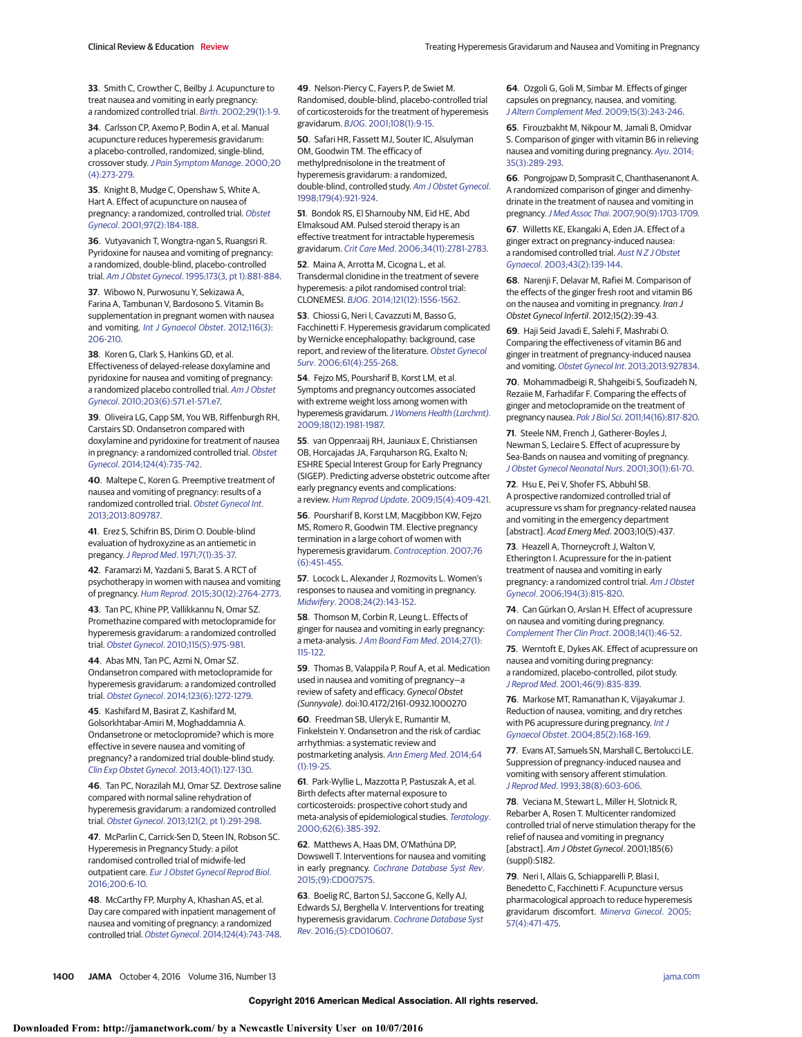33. Smith C, Crowther C, Beilby J. Acupuncture to treat nausea and vomiting in early pregnancy: a randomized controlled trial. *Birth*. 2002;29(1):1-9.

34. Carlsson CP, Axemo P, Bodin A, et al. Manual acupuncture reduces hyperemesis gravidarum: a placebo-controlled, randomized, single-blind, crossover study. *J Pain Symptom Manage*. 2000;20(4):273-279.

35. Knight B, Mudge C, Openshaw S, White A, Hart A. Effect of acupuncture on nausea of pregnancy: a randomized, controlled trial. *Obstet Gynecol*. 2001;97(2):184-188.

36. Vutyavanich T, Wongtra-ngan S, Ruangsri R. Pyridoxine for nausea and vomiting of pregnancy: a randomized, double-blind, placebo-controlled trial. *Am J Obstet Gynecol*. 1995;173(3, pt 1):881-884.

37. Wibowo N, Purwosunu Y, Sekizawa A, Farina A, Tambunan V, Bardosono S. Vitamin B6 supplementation in pregnant women with nausea and vomiting. *Int J Gynaecol Obstet*. 2012;116(3):206-210.

38. Koren G, Clark S, Hankins GD, et al. Effectiveness of delayed-release doxylamine and pyridoxine for nausea and vomiting of pregnancy: a randomized placebo controlled trial. *Am J Obstet Gynecol*. 2010;203(6):571.e1-571.e7.

39. Oliveira LG, Capp SM, You WB, Riffenburgh RH, Carstairs SD. Ondansetron compared with doxylamine and pyridoxine for treatment of nausea in pregnancy: a randomized controlled trial. *Obstet Gynecol*. 2014;124(4):735-742.

40. Maltepe C, Koren G. Preemptive treatment of nausea and vomiting of pregnancy: results of a randomized controlled trial. *Obstet Gynecol Int*. 2013;2013:809787.

41. Erez S, Schifrin BS, Dirim O. Double-blind evaluation of hydroxyzine as an antiemetic in pregnancy. *J Reprod Med*. 1971;7(1):35-37.

42. Faramarzi M, Yazdani S, Barat S. A RCT of psychotherapy in women with nausea and vomiting of pregnancy. *Hum Reprod*. 2015;30(12):2764-2773.

43. Tan PC, Khine PP, Vallikkannu N, Omar SZ. Promethazine compared with metoclopramide for hyperemesis gravidarum: a randomized controlled trial. *Obstet Gynecol*. 2010;115(5):975-981.

44. Abas MN, Tan PC, Azmi N, Omar SZ. Ondansetron compared with metoclopramide for hyperemesis gravidarum: a randomized controlled trial. *Obstet Gynecol*. 2014;123(6):1272-1279.

45. Kashifard M, Basirat Z, Kashifard M, Golsorkhtabar-Amiri M, Moghaddamnia A. Ondansetrone or metoclopromide? which is more effective in severe nausea and vomiting of pregnancy? a randomized trial double-blind study. *Clin Exp Obstet Gynecol*. 2013;40(1):127-130.

46. Tan PC, Norazilah MJ, Omar SZ. Dextrose saline compared with normal saline rehydration of hyperemesis gravidarum: a randomized controlled trial. *Obstet Gynecol*. 2013;121(2, pt 1):291-298.

47. McParlin C, Carrick-Sen D, Steen IN, Robson SC. Hyperemesis in Pregnancy Study: a pilot randomised controlled trial of midwife-led outpatient care. *Eur J Obstet Gynecol Reprod Biol*. 2016;200:6-10.

48. McCarthy FP, Murphy A, Khashan AS, et al. Day care compared with inpatient management of nausea and vomiting of pregnancy: a randomized controlled trial. *Obstet Gynecol*. 2014;124(4):743-748.

49. Nelson-Piercy C, Fayers P, de Swiet M. Randomised, double-blind, placebo-controlled trial of corticosteroids for the treatment of hyperemesis gravidarum. *BJOG*. 2001;108(1):9-15.

50. Safari HR, Fassett MJ, Souter IC, Alsulyman OM, Goodwin TM. The efficacy of methylprednisolone in the treatment of hyperemesis gravidarum: a randomized, double-blind, controlled study. *Am J Obstet Gynecol*. 1998;179(4):921-924.

51. Bondok RS, El Sharnouby NM, Eid HE, Abd Elmaksoud AM. Pulsed steroid therapy is an effective treatment for intractable hyperemesis gravidarum. *Crit Care Med*. 2006;34(11):2781-2783.

52. Maina A, Arrotta M, Cicogna L, et al. Transdermal clonidine in the treatment of severe hyperemesis: a pilot randomised control trial: CLONEMESI. *BJOG*. 2014;121(12):1556-1562.

53. Chiossi G, Neri I, Cavazzuti M, Basso G, Facchinetti F. Hyperemesis gravidarum complicated by Wernicke encephalopathy: background, case report, and review of the literature. *Obstet Gynecol Surv*. 2006;61(4):255-268.

54. Fejzo MS, Poursharif B, Korst LM, et al. Symptoms and pregnancy outcomes associated with extreme weight loss among women with hyperemesis gravidarum. *J Womens Health (Larchmt)*. 2009;18(12):1981-1987.

55. van Oppenraaij RH, Jauniaux E, Christiansen OB, Horcajadas JA, Farquharson RG, Exalto N; ESHRE Special Interest Group for Early Pregnancy (SIGEP). Predicting adverse obstetric outcome after early pregnancy events and complications: a review. *Hum Reprod Update*. 2009;15(4):409-421.

56. Poursharif B, Korst LM, Macgibbon KW, Fejzo MS, Romero R, Goodwin TM. Elective pregnancy termination in a large cohort of women with hyperemesis gravidarum. *Contraception*. 2007;76(6):451-455.

57. Locock L, Alexander J, Rozmovits L. Women's responses to nausea and vomiting in pregnancy. *Midwifery*. 2008;24(2):143-152.

58. Thomson M, Corbin R, Leung L. Effects of ginger for nausea and vomiting in early pregnancy: a meta-analysis. *J Am Board Fam Med*. 2014;27(1):115-122.

59. Thomas B, Valappila P, Rouf A, et al. Medication used in nausea and vomiting of pregnancy—a review of safety and efficacy. *Gynecol Obstet (Sunnyvale)*. doi:10.4172/2161-0932.1000270

60. Freedman SB, Uleryk E, Rumantir M, Finkelstein Y. Ondansetron and the risk of cardiac arrhythmias: a systematic review and postmarketing analysis. *Ann Emerg Med*. 2014;64(1):19-25.

61. Park-Wyllie L, Mazzotta P, Pastuszak A, et al. Birth defects after maternal exposure to corticosteroids: prospective cohort study and meta-analysis of epidemiological studies. *Teratology*. 2000;62(6):385-392.

62. Matthews A, Haas DM, O'Mathúna DP, Dowswell T. Interventions for nausea and vomiting in early pregnancy. *Cochrane Database Syst Rev*. 2015;(9):CD007575.

63. Boelig RC, Barton SJ, Saccone G, Kelly AJ, Edwards SJ, Berghella V. Interventions for treating hyperemesis gravidarum. *Cochrane Database Syst Rev*. 2016;(5):CD010607.

64. Ozgoli G, Goli M, Simbar M. Effects of ginger capsules on pregnancy, nausea, and vomiting. *J Altern Complement Med*. 2009;15(3):243-246.

65. Firouzbakht M, Nikpour M, Jamali B, Omidvar S. Comparison of ginger with vitamin B6 in relieving nausea and vomiting during pregnancy. *Ayu*. 2014;35(3):289-293.

66. Pongrojpaw D, Somprasit C, Chanthasenanont A. A randomized comparison of ginger and dimenhydrinate in the treatment of nausea and vomiting in pregnancy. *J Med Assoc Thai*. 2007;90(9):1703-1709.

67. Willetts KE, Ekangaki A, Eden JA. Effect of a ginger extract on pregnancy-induced nausea: a randomised controlled trial. *Aust N Z J Obstet Gynaecol*. 2003;43(2):139-144.

68. Narenji F, Delavar M, Rafiei M. Comparison of the effects of the ginger fresh root and vitamin B6 on the nausea and vomiting in pregnancy. *Iran J Obstet Gynecol Infertil*. 2012;15(2):39-43.

69. Haji Seid Javadi E, Salehi F, Mashrabi O. Comparing the effectiveness of vitamin B6 and ginger in treatment of pregnancy-induced nausea and vomiting. *Obstet Gynecol Int*. 2013;2013:927834.

70. Mohammadbeigi R, Shahgeibi S, Soufizadeh N, Rezaiie M, Farhadifar F. Comparing the effects of ginger and metoclopramide on the treatment of pregnancy nausea. *Pak J Biol Sci*. 2011;14(16):817-820.

71. Steele NM, French J, Gatherer-Boyles J, Newman S, Leclaire S. Effect of acupressure by Sea-Bands on nausea and vomiting of pregnancy. *J Obstet Gynecol Neonatal Nurs*. 2001;30(1):61-70.

72. Hsu E, Pei V, Shofer FS, Abbuhl SB. A prospective randomized controlled trial of acupressure vs sham for pregnancy-related nausea and vomiting in the emergency department [abstract]. *Acad Emerg Med*. 2003;10(5):437.

73. Heazell A, Thorneycroft J, Walton V, Etherington I. Acupressure for the in-patient treatment of nausea and vomiting in early pregnancy: a randomized control trial. *Am J Obstet Gynecol*. 2006;194(3):815-820.

74. Can Gürkan O, Arslan H. Effect of acupressure on nausea and vomiting during pregnancy. *Complement Ther Clin Pract*. 2008;14(1):46-52.

75. Werntoft E, Dykes AK. Effect of acupressure on nausea and vomiting during pregnancy: a randomized, placebo-controlled, pilot study. *J Reprod Med*. 2001;46(9):835-839.

76. Markose MT, Ramanathan K, Vijayakumar J. Reduction of nausea, vomiting, and dry retches with P6 acupressure during pregnancy. *Int J Gynaecol Obstet*. 2004;85(2):168-169.

77. Evans AT, Samuels SN, Marshall C, Bertolucci LE. Suppression of pregnancy-induced nausea and vomiting with sensory afferent stimulation. *J Reprod Med*. 1993;38(8):603-606.

78. Veciana M, Stewart L, Miller H, Slotnick R, Rebarber A, Rosen T. Multicenter randomized controlled trial of nerve stimulation therapy for the relief of nausea and vomiting in pregnancy [abstract]. *Am J Obstet Gynecol*. 2001;185(6)(suppl):S182.

79. Neri I, Allais G, Schiapparelli P, Blasi I, Benedetto C, Facchinetti F. Acupuncture versus pharmacological approach to reduce hyperemesis gravidarum discomfort. *Minerva Ginecol*. 2005;57(4):471-475.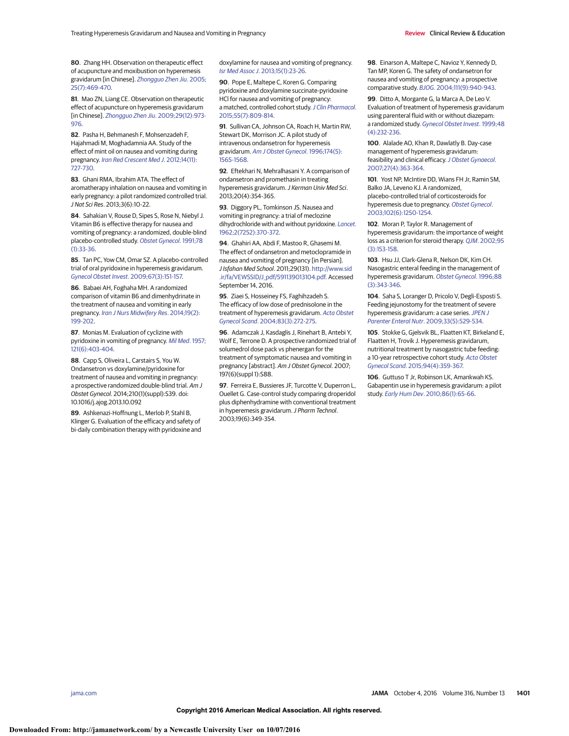**80**. Zhang HH. Observation on therapeutic effect of acupuncture and moxibustion on hyperemesis gravidarum [in Chinese]. *Zhongguo Zhen Jiu*. 2005; 25(7):469-470.

**81**. Mao ZN, Liang CE. Observation on therapeutic effect of acupuncture on hyperemesis gravidarum [in Chinese]. *Zhongguo Zhen Jiu*. 2009;29(12):973-976.

**82**. Pasha H, Behmanesh F, Mohsenzadeh F, Hajahmadi M, Moghadamnia AA. Study of the effect of mint oil on nausea and vomiting during pregnancy. *Iran Red Crescent Med J*. 2012;14(11): 727-730.

**83**. Ghani RMA, Ibrahim ATA. The effect of aromatherapy inhalation on nausea and vomiting in early pregnancy: a pilot randomized controlled trial. *J Nat Sci Res*. 2013;3(6):10-22.

**84**. Sahakian V, Rouse D, Sipes S, Rose N, Niebyl J. Vitamin B6 is effective therapy for nausea and vomiting of pregnancy: a randomized, double-blind placebo-controlled study. *Obstet Gynecol*. 1991;78 (1):33-36.

**85**. Tan PC, Yow CM, Omar SZ. A placebo-controlled trial of oral pyridoxine in hyperemesis gravidarum. *Gynecol Obstet Invest*. 2009;67(3):151-157.

**86**. Babaei AH, Foghaha MH. A randomized comparison of vitamin B6 and dimenhydrinate in the treatment of nausea and vomiting in early pregnancy. *Iran J Nurs Midwifery Res*. 2014;19(2): 199-202.

**87**. Monias M. Evaluation of cyclizine with pyridoxine in vomiting of pregnancy. *Mil Med*. 1957; 121(6):403-404.

**88**. Capp S, Oliveira L, Carstairs S, You W. Ondansetron vs doxylamine/pyridoxine for treatment of nausea and vomiting in pregnancy: a prospective randomized double-blind trial. *Am J Obstet Gynecol*. 2014;210(1)(suppl):S39. doi: 10.1016/j.ajog.2013.10.092

**89**. Ashkenazi-Hoffnung L, Merlob P, Stahl B, Klinger G. Evaluation of the efficacy and safety of bi-daily combination therapy with pyridoxine and doxylamine for nausea and vomiting of pregnancy. *Isr Med Assoc J*. 2013;15(1):23-26.

**90**. Pope E, Maltepe C, Koren G. Comparing pyridoxine and doxylamine succinate-pyridoxine HCl for nausea and vomiting of pregnancy: a matched, controlled cohort study. *J Clin Pharmacol*. 2015;55(7):809-814.

**91**. Sullivan CA, Johnson CA, Roach H, Martin RW, Stewart DK, Morrison JC. A pilot study of intravenous ondansetron for hyperemesis gravidarum. *Am J Obstet Gynecol*. 1996;174(5): 1565-1568.

**92**. Eftekhari N, Mehralhasani Y. A comparison of ondansetron and promethasin in treating hyperemesis gravidarum. *J Kerman Univ Med Sci*. 2013;20(4):354-365.

**93**. Diggory PL, Tomkinson JS. Nausea and vomiting in pregnancy: a trial of meclozine dihydrochloride with and without pyridoxine. *Lancet*. 1962;2(7252):370-372.

**94**. Ghahiri AA, Abdi F, Mastoo R, Ghasemi M. The effect of ondansetron and metoclopramide in nausea and vomiting of pregnancy [in Persian]. *J Isfahan Med School*. 2011;29(131). http://www.sid.ir/fa/VEWSSID/J_pdf/591139013104.pdf. Accessed September 14, 2016.

**95**. Ziaei S, Hosseiney FS, Faghihzadeh S. The efficacy of low dose of prednisolone in the treatment of hyperemesis gravidarum. *Acta Obstet Gynecol Scand*. 2004;83(3):272-275.

**96**. Adamczak J, Kasdaglis J, Rinehart B, Antebi Y, Wolf E, Terrone D. A prospective randomized trial of solumedrol dose pack vs phenergan for the treatment of symptomatic nausea and vomiting in pregnancy [abstract]. *Am J Obstet Gynecol*. 2007; 197(6)(suppl 1):S88.

**97**. Ferreira E, Bussieres JF, Turcotte V, Duperron L, Ouellet G. Case-control study comparing droperidol plus diphenhydramine with conventional treatment in hyperemesis gravidarum. *J Pharm Technol*. 2003;19(6):349-354.

**98**. Einarson A, Maltepe C, Navioz Y, Kennedy D, Tan MP, Koren G. The safety of ondansetron for nausea and vomiting of pregnancy: a prospective comparative study. *BJOG*. 2004;111(9):940-943.

**99**. Ditto A, Morgante G, la Marca A, De Leo V. Evaluation of treatment of hyperemesis gravidarum using parenteral fluid with or without diazepam: a randomized study. *Gynecol Obstet Invest*. 1999;48 (4):232-236.

**100**. Alalade AO, Khan R, Dawlatly B. Day-case management of hyperemesis gravidarum: feasibility and clinical efficacy. *J Obstet Gynaecol*. 2007;27(4):363-364.

**101**. Yost NP, McIntire DD, Wians FH Jr, Ramin SM, Balko JA, Leveno KJ. A randomized, placebo-controlled trial of corticosteroids for hyperemesis due to pregnancy. *Obstet Gynecol*. 2003;102(6):1250-1254.

**102**. Moran P, Taylor R. Management of hyperemesis gravidarum: the importance of weight loss as a criterion for steroid therapy. *QJM*. 2002;95 (3):153-158.

**103**. Hsu JJ, Clark-Glena R, Nelson DK, Kim CH. Nasogastric enteral feeding in the management of hyperemesis gravidarum. *Obstet Gynecol*. 1996;88 (3):343-346.

**104**. Saha S, Loranger D, Pricolo V, Degli-Esposti S. Feeding jejunostomy for the treatment of severe hyperemesis gravidarum: a case series. *JPEN J Parenter Enteral Nutr*. 2009;33(5):529-534.

**105**. Stokke G, Gjelsvik BL, Flaatten KT, Birkeland E, Flaatten H, Trovik J. Hyperemesis gravidarum, nutritional treatment by nasogastric tube feeding: a 10-year retrospective cohort study. *Acta Obstet Gynecol Scand*. 2015;94(4):359-367.

**106**. Guttuso T Jr, Robinson LK, Amankwah KS. Gabapentin use in hyperemesis gravidarum: a pilot study. *Early Hum Dev*. 2010;86(1):65-66.